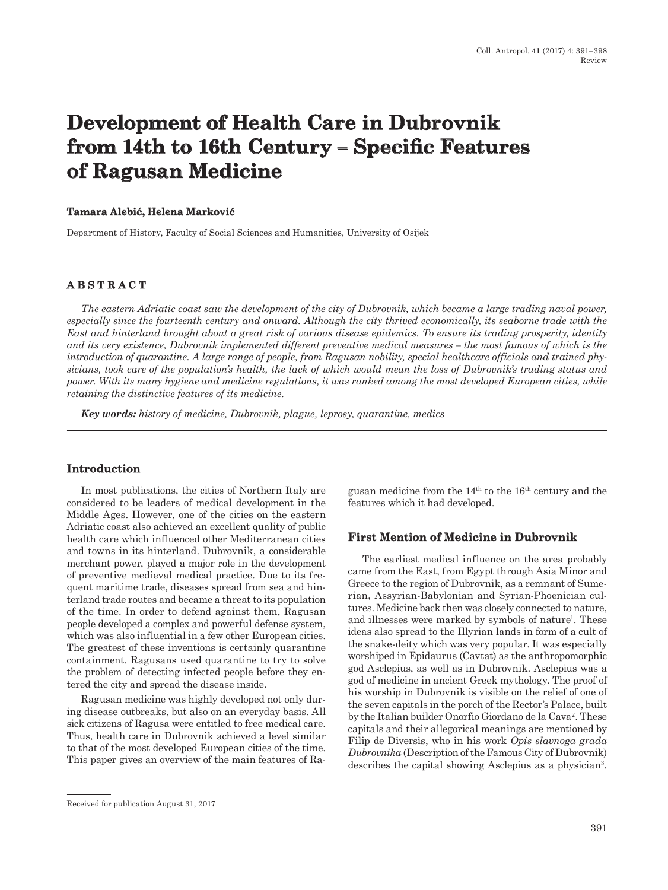# Development of Health Care in Dubrovnik from 14th to 16th Century – Specific Features of Ragusan Medicine

**Tamara Alebić, Helena Marković**

Department of History, Faculty of Social Sciences and Humanities, University of Osijek

## ABSTRACT

*The eastern Adriatic coast saw the development of the city of Dubrovnik, which became a large trading naval power, especially since the fourteenth century and onward. Although the city thrived economically, its seaborne trade with the East and hinterland brought about a great risk of various disease epidemics. To ensure its trading prosperity, identity and its very existence, Dubrovnik implemented different preventive medical measures – the most famous of which is the introduction of quarantine. A large range of people, from Ragusan nobility, special healthcare officials and trained physicians, took care of the population's health, the lack of which would mean the loss of Dubrovnik's trading status and power. With its many hygiene and medicine regulations, it was ranked among the most developed European cities, while retaining the distinctive features of its medicine.*

***Key words:*** *history of medicine, Dubrovnik, plague, leprosy, quarantine, medics*

## Introduction

In most publications, the cities of Northern Italy are considered to be leaders of medical development in the Middle Ages. However, one of the cities on the eastern Adriatic coast also achieved an excellent quality of public health care which influenced other Mediterranean cities and towns in its hinterland. Dubrovnik, a considerable merchant power, played a major role in the development of preventive medieval medical practice. Due to its frequent maritime trade, diseases spread from sea and hinterland trade routes and became a threat to its population of the time. In order to defend against them, Ragusan people developed a complex and powerful defense system, which was also influential in a few other European cities. The greatest of these inventions is certainly quarantine containment. Ragusans used quarantine to try to solve the problem of detecting infected people before they entered the city and spread the disease inside.

Ragusan medicine was highly developed not only during disease outbreaks, but also on an everyday basis. All sick citizens of Ragusa were entitled to free medical care. Thus, health care in Dubrovnik achieved a level similar to that of the most developed European cities of the time. This paper gives an overview of the main features of Ragusan medicine from the 14th to the 16th century and the features which it had developed.

## First Mention of Medicine in Dubrovnik

The earliest medical influence on the area probably came from the East, from Egypt through Asia Minor and Greece to the region of Dubrovnik, as a remnant of Sumerian, Assyrian-Babylonian and Syrian-Phoenician cultures. Medicine back then was closely connected to nature, and illnesses were marked by symbols of nature[1]. These ideas also spread to the Illyrian lands in form of a cult of the snake-deity which was very popular. It was especially worshiped in Epidaurus (Cavtat) as the anthropomorphic god Asclepius, as well as in Dubrovnik. Asclepius was a god of medicine in ancient Greek mythology. The proof of his worship in Dubrovnik is visible on the relief of one of the seven capitals in the porch of the Rector's Palace, built by the Italian builder Onorfio Giordano de la Cava[2]. These capitals and their allegorical meanings are mentioned by Filip de Diversis, who in his work *Opis slavnoga grada Dubrovnika* (Description of the Famous City of Dubrovnik) describes the capital showing Asclepius as a physician[3].

Received for publication August 31, 2017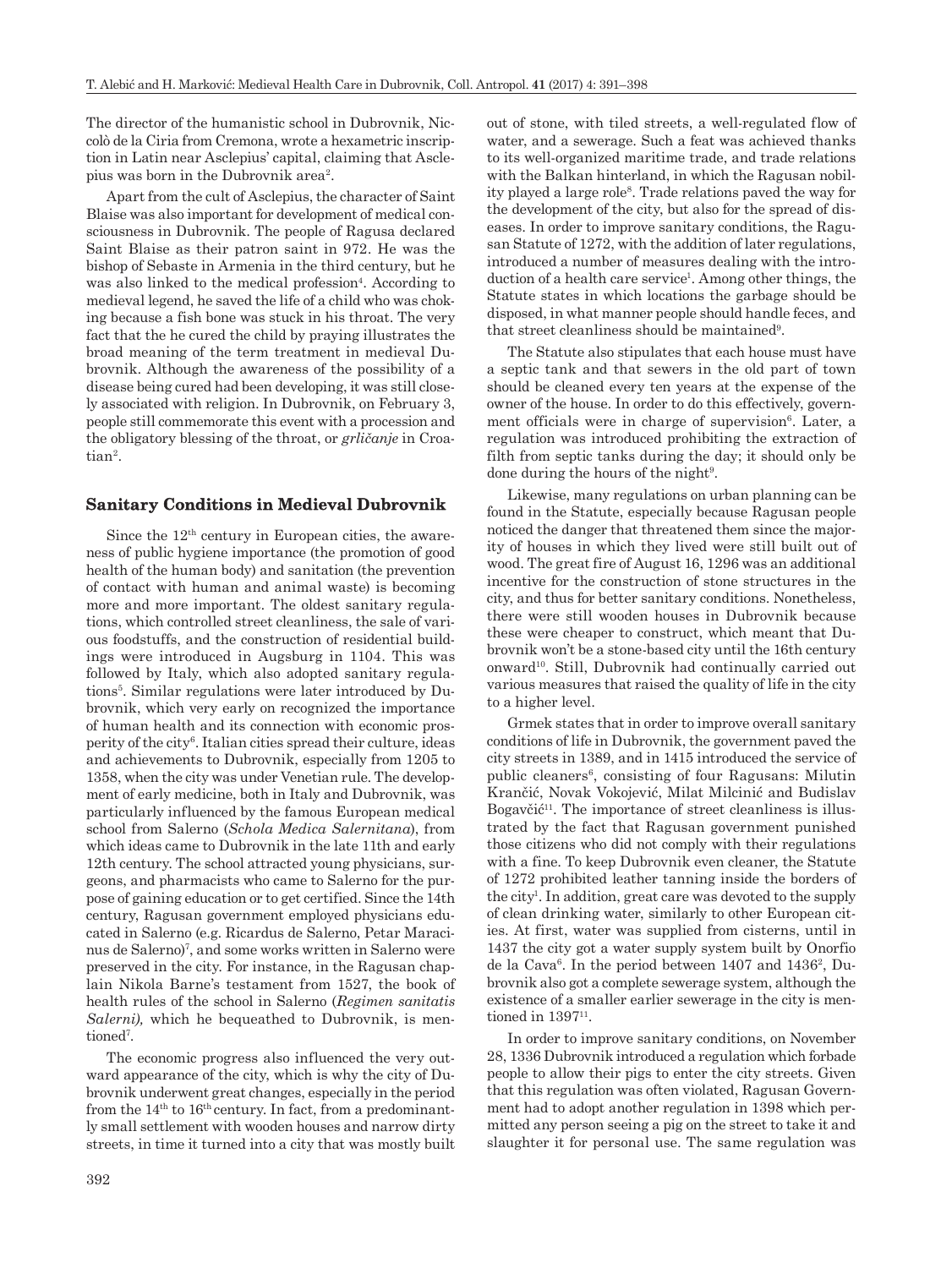The director of the humanistic school in Dubrovnik, Niccolò de la Ciria from Cremona, wrote a hexametric inscription in Latin near Asclepius' capital, claiming that Asclepius was born in the Dubrovnik area[2].

Apart from the cult of Asclepius, the character of Saint Blaise was also important for development of medical consciousness in Dubrovnik. The people of Ragusa declared Saint Blaise as their patron saint in 972. He was the bishop of Sebaste in Armenia in the third century, but he was also linked to the medical profession[4]. According to medieval legend, he saved the life of a child who was choking because a fish bone was stuck in his throat. The very fact that the he cured the child by praying illustrates the broad meaning of the term treatment in medieval Dubrovnik. Although the awareness of the possibility of a disease being cured had been developing, it was still closely associated with religion. In Dubrovnik, on February 3, people still commemorate this event with a procession and the obligatory blessing of the throat, or *grličanje* in Croatian[2].

## Sanitary Conditions in Medieval Dubrovnik

Since the 12[th] century in European cities, the awareness of public hygiene importance (the promotion of good health of the human body) and sanitation (the prevention of contact with human and animal waste) is becoming more and more important. The oldest sanitary regulations, which controlled street cleanliness, the sale of various foodstuffs, and the construction of residential buildings were introduced in Augsburg in 1104. This was followed by Italy, which also adopted sanitary regulations[5]. Similar regulations were later introduced by Dubrovnik, which very early on recognized the importance of human health and its connection with economic prosperity of the city[6]. Italian cities spread their culture, ideas and achievements to Dubrovnik, especially from 1205 to 1358, when the city was under Venetian rule. The development of early medicine, both in Italy and Dubrovnik, was particularly influenced by the famous European medical school from Salerno (*Schola Medica Salernitana*), from which ideas came to Dubrovnik in the late 11th and early 12th century. The school attracted young physicians, surgeons, and pharmacists who came to Salerno for the purpose of gaining education or to get certified. Since the 14th century, Ragusan government employed physicians educated in Salerno (e.g. Ricardus de Salerno, Petar Maracinus de Salerno)[7], and some works written in Salerno were preserved in the city. For instance, in the Ragusan chaplain Nikola Barne's testament from 1527, the book of health rules of the school in Salerno (*Regimen sanitatis Salerni),* which he bequeathed to Dubrovnik, is mentioned[7].

The economic progress also influenced the very outward appearance of the city, which is why the city of Dubrovnik underwent great changes, especially in the period from the 14[th] to 16[th] century. In fact, from a predominantly small settlement with wooden houses and narrow dirty streets, in time it turned into a city that was mostly built out of stone, with tiled streets, a well-regulated flow of water, and a sewerage. Such a feat was achieved thanks to its well-organized maritime trade, and trade relations with the Balkan hinterland, in which the Ragusan nobility played a large role[8]. Trade relations paved the way for the development of the city, but also for the spread of diseases. In order to improve sanitary conditions, the Ragusan Statute of 1272, with the addition of later regulations, introduced a number of measures dealing with the introduction of a health care service[1]. Among other things, the Statute states in which locations the garbage should be disposed, in what manner people should handle feces, and that street cleanliness should be maintained[9].

The Statute also stipulates that each house must have a septic tank and that sewers in the old part of town should be cleaned every ten years at the expense of the owner of the house. In order to do this effectively, government officials were in charge of supervision[6]. Later, a regulation was introduced prohibiting the extraction of filth from septic tanks during the day; it should only be done during the hours of the night[9].

Likewise, many regulations on urban planning can be found in the Statute, especially because Ragusan people noticed the danger that threatened them since the majority of houses in which they lived were still built out of wood. The great fire of August 16, 1296 was an additional incentive for the construction of stone structures in the city, and thus for better sanitary conditions. Nonetheless, there were still wooden houses in Dubrovnik because these were cheaper to construct, which meant that Dubrovnik won't be a stone-based city until the 16th century onward[10]. Still, Dubrovnik had continually carried out various measures that raised the quality of life in the city to a higher level.

Grmek states that in order to improve overall sanitary conditions of life in Dubrovnik, the government paved the city streets in 1389, and in 1415 introduced the service of public cleaners[6], consisting of four Ragusans: Milutin Krančić, Novak Vokojević, Milat Milcinić and Budislav Bogavčić[11]. The importance of street cleanliness is illustrated by the fact that Ragusan government punished those citizens who did not comply with their regulations with a fine. To keep Dubrovnik even cleaner, the Statute of 1272 prohibited leather tanning inside the borders of the city[1]. In addition, great care was devoted to the supply of clean drinking water, similarly to other European cities. At first, water was supplied from cisterns, until in 1437 the city got a water supply system built by Onorfio de la Cava[6]. In the period between 1407 and 1436[2], Dubrovnik also got a complete sewerage system, although the existence of a smaller earlier sewerage in the city is mentioned in 1397[11].

In order to improve sanitary conditions, on November 28, 1336 Dubrovnik introduced a regulation which forbade people to allow their pigs to enter the city streets. Given that this regulation was often violated, Ragusan Government had to adopt another regulation in 1398 which permitted any person seeing a pig on the street to take it and slaughter it for personal use. The same regulation was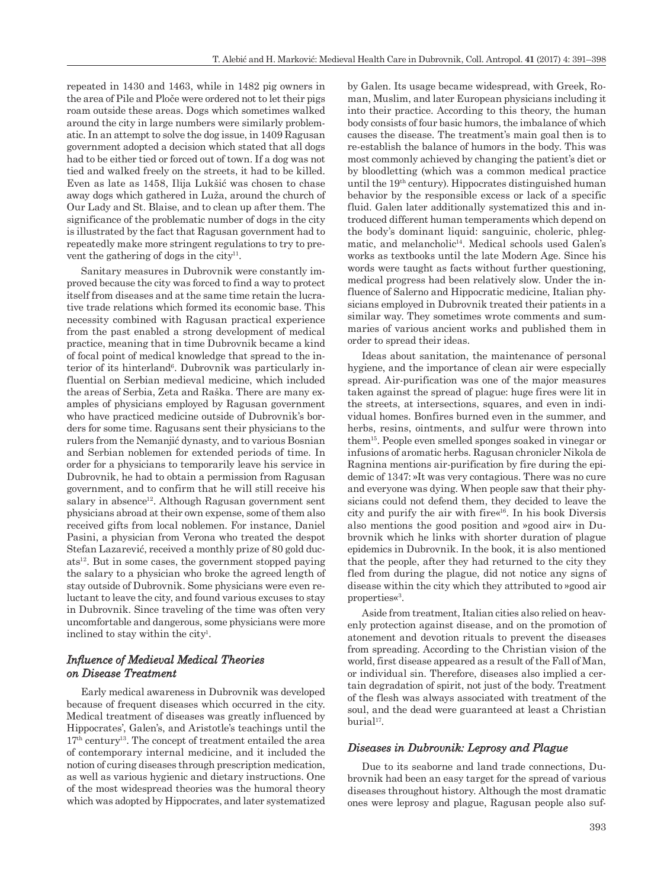repeated in 1430 and 1463, while in 1482 pig owners in the area of Pile and Ploče were ordered not to let their pigs roam outside these areas. Dogs which sometimes walked around the city in large numbers were similarly problematic. In an attempt to solve the dog issue, in 1409 Ragusan government adopted a decision which stated that all dogs had to be either tied or forced out of town. If a dog was not tied and walked freely on the streets, it had to be killed. Even as late as 1458, Ilija Lukšić was chosen to chase away dogs which gathered in Luža, around the church of Our Lady and St. Blaise, and to clean up after them. The significance of the problematic number of dogs in the city is illustrated by the fact that Ragusan government had to repeatedly make more stringent regulations to try to prevent the gathering of dogs in the city[11].

Sanitary measures in Dubrovnik were constantly improved because the city was forced to find a way to protect itself from diseases and at the same time retain the lucrative trade relations which formed its economic base. This necessity combined with Ragusan practical experience from the past enabled a strong development of medical practice, meaning that in time Dubrovnik became a kind of focal point of medical knowledge that spread to the interior of its hinterland[6]. Dubrovnik was particularly influential on Serbian medieval medicine, which included the areas of Serbia, Zeta and Raška. There are many examples of physicians employed by Ragusan government who have practiced medicine outside of Dubrovnik's borders for some time. Ragusans sent their physicians to the rulers from the Nemanjić dynasty, and to various Bosnian and Serbian noblemen for extended periods of time. In order for a physicians to temporarily leave his service in Dubrovnik, he had to obtain a permission from Ragusan government, and to confirm that he will still receive his salary in absence[12]. Although Ragusan government sent physicians abroad at their own expense, some of them also received gifts from local noblemen. For instance, Daniel Pasini, a physician from Verona who treated the despot Stefan Lazarević, received a monthly prize of 80 gold ducats[12]. But in some cases, the government stopped paying the salary to a physician who broke the agreed length of stay outside of Dubrovnik. Some physicians were even reluctant to leave the city, and found various excuses to stay in Dubrovnik. Since traveling of the time was often very uncomfortable and dangerous, some physicians were more inclined to stay within the city[1].

### *Influence of Medieval Medical Theories on Disease Treatment*

Early medical awareness in Dubrovnik was developed because of frequent diseases which occurred in the city. Medical treatment of diseases was greatly influenced by Hippocrates', Galen's, and Aristotle's teachings until the 17th century[13]. The concept of treatment entailed the area of contemporary internal medicine, and it included the notion of curing diseases through prescription medication, as well as various hygienic and dietary instructions. One of the most widespread theories was the humoral theory which was adopted by Hippocrates, and later systematized by Galen. Its usage became widespread, with Greek, Roman, Muslim, and later European physicians including it into their practice. According to this theory, the human body consists of four basic humors, the imbalance of which causes the disease. The treatment's main goal then is to re-establish the balance of humors in the body. This was most commonly achieved by changing the patient's diet or by bloodletting (which was a common medical practice until the 19th century). Hippocrates distinguished human behavior by the responsible excess or lack of a specific fluid. Galen later additionally systematized this and introduced different human temperaments which depend on the body's dominant liquid: sanguinic, choleric, phlegmatic, and melancholic[14]. Medical schools used Galen's works as textbooks until the late Modern Age. Since his words were taught as facts without further questioning, medical progress had been relatively slow. Under the influence of Salerno and Hippocratic medicine, Italian physicians employed in Dubrovnik treated their patients in a similar way. They sometimes wrote comments and summaries of various ancient works and published them in order to spread their ideas.

Ideas about sanitation, the maintenance of personal hygiene, and the importance of clean air were especially spread. Air-purification was one of the major measures taken against the spread of plague: huge fires were lit in the streets, at intersections, squares, and even in individual homes. Bonfires burned even in the summer, and herbs, resins, ointments, and sulfur were thrown into them[15]. People even smelled sponges soaked in vinegar or infusions of aromatic herbs. Ragusan chronicler Nikola de Ragnina mentions air-purification by fire during the epidemic of 1347: »It was very contagious. There was no cure and everyone was dying. When people saw that their physicians could not defend them, they decided to leave the city and purify the air with fire«[16]. In his book Diversis also mentions the good position and »good air« in Dubrovnik which he links with shorter duration of plague epidemics in Dubrovnik. In the book, it is also mentioned that the people, after they had returned to the city they fled from during the plague, did not notice any signs of disease within the city which they attributed to »good air properties«[3].

Aside from treatment, Italian cities also relied on heavenly protection against disease, and on the promotion of atonement and devotion rituals to prevent the diseases from spreading. According to the Christian vision of the world, first disease appeared as a result of the Fall of Man, or individual sin. Therefore, diseases also implied a certain degradation of spirit, not just of the body. Treatment of the flesh was always associated with treatment of the soul, and the dead were guaranteed at least a Christian burial[17].

### *Diseases in Dubrovnik: Leprosy and Plague*

Due to its seaborne and land trade connections, Dubrovnik had been an easy target for the spread of various diseases throughout history. Although the most dramatic ones were leprosy and plague, Ragusan people also suf-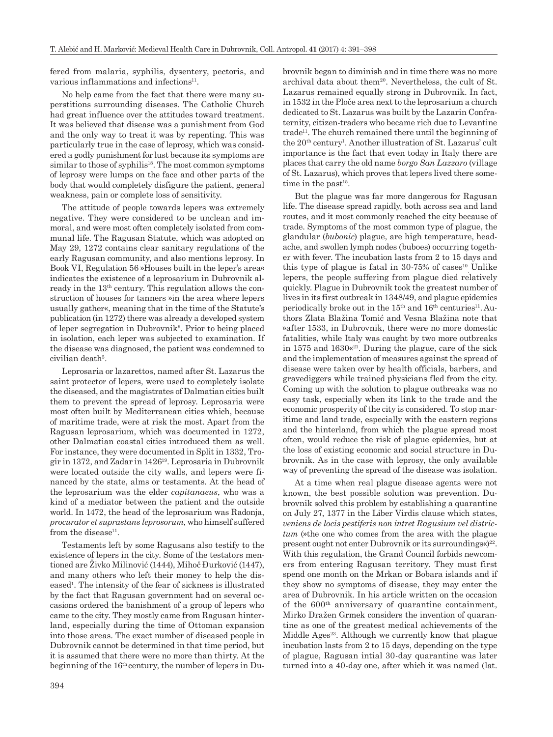fered from malaria, syphilis, dysentery, pectoris, and various inflammations and infections[11].

No help came from the fact that there were many superstitions surrounding diseases. The Catholic Church had great influence over the attitudes toward treatment. It was believed that disease was a punishment from God and the only way to treat it was by repenting. This was particularly true in the case of leprosy, which was considered a godly punishment for lust because its symptoms are similar to those of syphilis[18]. The most common symptoms of leprosy were lumps on the face and other parts of the body that would completely disfigure the patient, general weakness, pain or complete loss of sensitivity.

The attitude of people towards lepers was extremely negative. They were considered to be unclean and immoral, and were most often completely isolated from communal life. The Ragusan Statute, which was adopted on May 29, 1272 contains clear sanitary regulations of the early Ragusan community, and also mentions leprosy. In Book VI, Regulation 56 »Houses built in the leper's area« indicates the existence of a leprosarium in Dubrovnik already in the 13[th] century. This regulation allows the construction of houses for tanners »in the area where lepers usually gather«, meaning that in the time of the Statute's publication (in 1272) there was already a developed system of leper segregation in Dubrovnik[9]. Prior to being placed in isolation, each leper was subjected to examination. If the disease was diagnosed, the patient was condemned to civilian death[5].

Leprosaria or lazarettos, named after St. Lazarus the saint protector of lepers, were used to completely isolate the diseased, and the magistrates of Dalmatian cities built them to prevent the spread of leprosy. Leprosaria were most often built by Mediterranean cities which, because of maritime trade, were at risk the most. Apart from the Ragusan leprosarium, which was documented in 1272, other Dalmatian coastal cities introduced them as well. For instance, they were documented in Split in 1332, Trogir in 1372, and Zadar in 1426[19]. Leprosaria in Dubrovnik were located outside the city walls, and lepers were financed by the state, alms or testaments. At the head of the leprosarium was the elder *capitanaeus*, who was a kind of a mediator between the patient and the outside world. In 1472, the head of the leprosarium was Radonja, *procurator et suprastans leprosorum*, who himself suffered from the disease[11].

Testaments left by some Ragusans also testify to the existence of lepers in the city. Some of the testators mentioned are Živko Milinović (1444), Mihoč Đurković (1447), and many others who left their money to help the diseased[1]. The intensity of the fear of sickness is illustrated by the fact that Ragusan government had on several occasions ordered the banishment of a group of lepers who came to the city. They mostly came from Ragusan hinterland, especially during the time of Ottoman expansion into those areas. The exact number of diseased people in Dubrovnik cannot be determined in that time period, but it is assumed that there were no more than thirty. At the beginning of the 16[th] century, the number of lepers in Dubrovnik began to diminish and in time there was no more archival data about them[20]. Nevertheless, the cult of St. Lazarus remained equally strong in Dubrovnik. In fact, in 1532 in the Ploče area next to the leprosarium a church dedicated to St. Lazarus was built by the Lazarin Confraternity, citizen-traders who became rich due to Levantine trade[11]. The church remained there until the beginning of the 20[th] century[1]. Another illustration of St. Lazarus' cult importance is the fact that even today in Italy there are places that carry the old name *borgo San Lazzaro* (village of St. Lazarus), which proves that lepers lived there sometime in the past[15].

But the plague was far more dangerous for Ragusan life. The disease spread rapidly, both across sea and land routes, and it most commonly reached the city because of trade. Symptoms of the most common type of plague, the glandular (*bubonic*) plague, are high temperature, headache, and swollen lymph nodes (buboes) occurring together with fever. The incubation lasts from 2 to 15 days and this type of plague is fatal in 30-75% of cases[10] Unlike lepers, the people suffering from plague died relatively quickly. Plague in Dubrovnik took the greatest number of lives in its first outbreak in 1348/49, and plague epidemics periodically broke out in the 15[th] and 16[th] centuries[11]. Authors Zlata Blažina Tomić and Vesna Blažina note that »after 1533, in Dubrovnik, there were no more domestic fatalities, while Italy was caught by two more outbreaks in 1575 and 1630«[21]. During the plague, care of the sick and the implementation of measures against the spread of disease were taken over by health officials, barbers, and gravediggers while trained physicians fled from the city. Coming up with the solution to plague outbreaks was no easy task, especially when its link to the trade and the economic prosperity of the city is considered. To stop maritime and land trade, especially with the eastern regions and the hinterland, from which the plague spread most often, would reduce the risk of plague epidemics, but at the loss of existing economic and social structure in Dubrovnik. As in the case with leprosy, the only available way of preventing the spread of the disease was isolation.

At a time when real plague disease agents were not known, the best possible solution was prevention. Dubrovnik solved this problem by establishing a quarantine on July 27, 1377 in the Liber Virdis clause which states, *veniens de locis pestiferis non intret Ragusium vel districtum* (»the one who comes from the area with the plague present ought not enter Dubrovnik or its surroundings«)[22]. With this regulation, the Grand Council forbids newcomers from entering Ragusan territory. They must first spend one month on the Mrkan or Bobara islands and if they show no symptoms of disease, they may enter the area of Dubrovnik. In his article written on the occasion of the 600[th] anniversary of quarantine containment, Mirko Dražen Grmek considers the invention of quarantine as one of the greatest medical achievements of the Middle Ages[23]. Although we currently know that plague incubation lasts from 2 to 15 days, depending on the type of plague, Ragusan intial 30-day quarantine was later turned into a 40-day one, after which it was named (lat.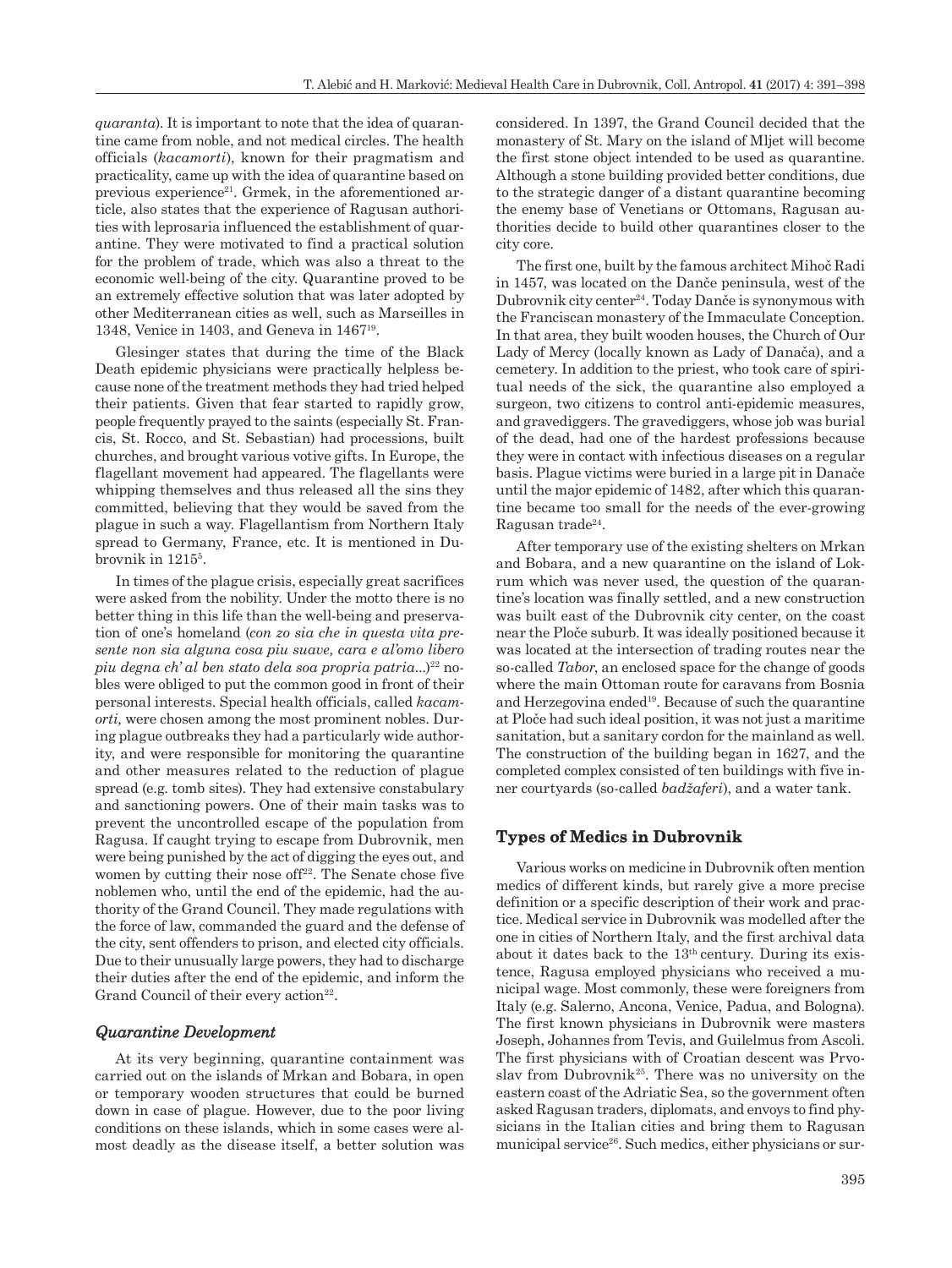*quaranta*). It is important to note that the idea of quarantine came from noble, and not medical circles. The health officials (*kacamorti*), known for their pragmatism and practicality, came up with the idea of quarantine based on previous experience[21]. Grmek, in the aforementioned article, also states that the experience of Ragusan authorities with leprosaria influenced the establishment of quarantine. They were motivated to find a practical solution for the problem of trade, which was also a threat to the economic well-being of the city. Quarantine proved to be an extremely effective solution that was later adopted by other Mediterranean cities as well, such as Marseilles in 1348, Venice in 1403, and Geneva in 1467[19].

Glesinger states that during the time of the Black Death epidemic physicians were practically helpless because none of the treatment methods they had tried helped their patients. Given that fear started to rapidly grow, people frequently prayed to the saints (especially St. Francis, St. Rocco, and St. Sebastian) had processions, built churches, and brought various votive gifts. In Europe, the flagellant movement had appeared. The flagellants were whipping themselves and thus released all the sins they committed, believing that they would be saved from the plague in such a way. Flagellantism from Northern Italy spread to Germany, France, etc. It is mentioned in Dubrovnik in 1215[5].

In times of the plague crisis, especially great sacrifices were asked from the nobility. Under the motto there is no better thing in this life than the well-being and preservation of one's homeland (*con zo sia che in questa vita presente non sia alguna cosa piu suave, cara e al'omo libero piu degna ch' al ben stato dela soa propria patria...*)[22] nobles were obliged to put the common good in front of their personal interests. Special health officials, called *kacamorti,* were chosen among the most prominent nobles. During plague outbreaks they had a particularly wide authority, and were responsible for monitoring the quarantine and other measures related to the reduction of plague spread (e.g. tomb sites). They had extensive constabulary and sanctioning powers. One of their main tasks was to prevent the uncontrolled escape of the population from Ragusa. If caught trying to escape from Dubrovnik, men were being punished by the act of digging the eyes out, and women by cutting their nose off[22]. The Senate chose five noblemen who, until the end of the epidemic, had the authority of the Grand Council. They made regulations with the force of law, commanded the guard and the defense of the city, sent offenders to prison, and elected city officials. Due to their unusually large powers, they had to discharge their duties after the end of the epidemic, and inform the Grand Council of their every action[22].

### *Quarantine Development*

At its very beginning, quarantine containment was carried out on the islands of Mrkan and Bobara, in open or temporary wooden structures that could be burned down in case of plague. However, due to the poor living conditions on these islands, which in some cases were almost deadly as the disease itself, a better solution was considered. In 1397, the Grand Council decided that the monastery of St. Mary on the island of Mljet will become the first stone object intended to be used as quarantine. Although a stone building provided better conditions, due to the strategic danger of a distant quarantine becoming the enemy base of Venetians or Ottomans, Ragusan authorities decide to build other quarantines closer to the city core.

The first one, built by the famous architect Mihoč Radi in 1457, was located on the Danče peninsula, west of the Dubrovnik city center[24]. Today Danče is synonymous with the Franciscan monastery of the Immaculate Conception. In that area, they built wooden houses, the Church of Our Lady of Mercy (locally known as Lady of Danača), and a cemetery. In addition to the priest, who took care of spiritual needs of the sick, the quarantine also employed a surgeon, two citizens to control anti-epidemic measures, and gravediggers. The gravediggers, whose job was burial of the dead, had one of the hardest professions because they were in contact with infectious diseases on a regular basis. Plague victims were buried in a large pit in Danače until the major epidemic of 1482, after which this quarantine became too small for the needs of the ever-growing Ragusan trade[24].

After temporary use of the existing shelters on Mrkan and Bobara, and a new quarantine on the island of Lokrum which was never used, the question of the quarantine's location was finally settled, and a new construction was built east of the Dubrovnik city center, on the coast near the Ploče suburb. It was ideally positioned because it was located at the intersection of trading routes near the so-called *Tabor*, an enclosed space for the change of goods where the main Ottoman route for caravans from Bosnia and Herzegovina ended[19]. Because of such the quarantine at Ploče had such ideal position, it was not just a maritime sanitation, but a sanitary cordon for the mainland as well. The construction of the building began in 1627, and the completed complex consisted of ten buildings with five inner courtyards (so-called *badžaferi*), and a water tank.

## Types of Medics in Dubrovnik

Various works on medicine in Dubrovnik often mention medics of different kinds, but rarely give a more precise definition or a specific description of their work and practice. Medical service in Dubrovnik was modelled after the one in cities of Northern Italy, and the first archival data about it dates back to the 13th century. During its existence, Ragusa employed physicians who received a municipal wage. Most commonly, these were foreigners from Italy (e.g. Salerno, Ancona, Venice, Padua, and Bologna). The first known physicians in Dubrovnik were masters Joseph, Johannes from Tevis, and Guilelmus from Ascoli. The first physicians with of Croatian descent was Prvoslav from Dubrovnik[25]. There was no university on the eastern coast of the Adriatic Sea, so the government often asked Ragusan traders, diplomats, and envoys to find physicians in the Italian cities and bring them to Ragusan municipal service[26]. Such medics, either physicians or sur-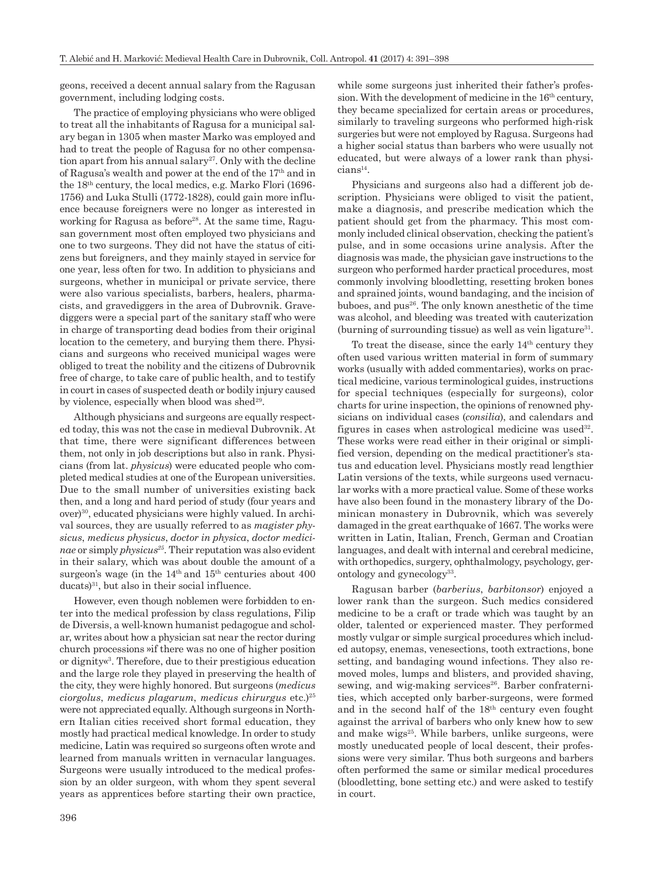geons, received a decent annual salary from the Ragusan government, including lodging costs.

The practice of employing physicians who were obliged to treat all the inhabitants of Ragusa for a municipal salary began in 1305 when master Marko was employed and had to treat the people of Ragusa for no other compensation apart from his annual salary[27]. Only with the decline of Ragusa's wealth and power at the end of the 17th and in the 18th century, the local medics, e.g. Marko Flori (1696-1756) and Luka Stulli (1772-1828), could gain more influence because foreigners were no longer as interested in working for Ragusa as before[28]. At the same time, Ragusan government most often employed two physicians and one to two surgeons. They did not have the status of citizens but foreigners, and they mainly stayed in service for one year, less often for two. In addition to physicians and surgeons, whether in municipal or private service, there were also various specialists, barbers, healers, pharmacists, and gravediggers in the area of Dubrovnik. Gravediggers were a special part of the sanitary staff who were in charge of transporting dead bodies from their original location to the cemetery, and burying them there. Physicians and surgeons who received municipal wages were obliged to treat the nobility and the citizens of Dubrovnik free of charge, to take care of public health, and to testify in court in cases of suspected death or bodily injury caused by violence, especially when blood was shed[29].

Although physicians and surgeons are equally respected today, this was not the case in medieval Dubrovnik. At that time, there were significant differences between them, not only in job descriptions but also in rank. Physicians (from lat. *physicus*) were educated people who completed medical studies at one of the European universities. Due to the small number of universities existing back then, and a long and hard period of study (four years and over)[30], educated physicians were highly valued. In archival sources, they are usually referred to as *magister physicus*, *medicus physicus*, *doctor in physica*, *doctor medicinae* or simply *physicus*[25]. Their reputation was also evident in their salary, which was about double the amount of a surgeon's wage (in the 14th and 15th centuries about 400 ducats)[31], but also in their social influence.

However, even though noblemen were forbidden to enter into the medical profession by class regulations, Filip de Diversis, a well-known humanist pedagogue and scholar, writes about how a physician sat near the rector during church processions »if there was no one of higher position or dignity«[3]. Therefore, due to their prestigious education and the large role they played in preserving the health of the city, they were highly honored. But surgeons (*medicus ciorgolus*, *medicus plagarum*, *medicus chirurgus* etc.)[25] were not appreciated equally. Although surgeons in Northern Italian cities received short formal education, they mostly had practical medical knowledge. In order to study medicine, Latin was required so surgeons often wrote and learned from manuals written in vernacular languages. Surgeons were usually introduced to the medical profession by an older surgeon, with whom they spent several years as apprentices before starting their own practice, while some surgeons just inherited their father's profession. With the development of medicine in the 16th century, they became specialized for certain areas or procedures, similarly to traveling surgeons who performed high-risk surgeries but were not employed by Ragusa. Surgeons had a higher social status than barbers who were usually not educated, but were always of a lower rank than physicians[14].

Physicians and surgeons also had a different job description. Physicians were obliged to visit the patient, make a diagnosis, and prescribe medication which the patient should get from the pharmacy. This most commonly included clinical observation, checking the patient's pulse, and in some occasions urine analysis. After the diagnosis was made, the physician gave instructions to the surgeon who performed harder practical procedures, most commonly involving bloodletting, resetting broken bones and sprained joints, wound bandaging, and the incision of buboes, and pus[26]. The only known anesthetic of the time was alcohol, and bleeding was treated with cauterization (burning of surrounding tissue) as well as vein ligature[31].

To treat the disease, since the early 14th century they often used various written material in form of summary works (usually with added commentaries), works on practical medicine, various terminological guides, instructions for special techniques (especially for surgeons), color charts for urine inspection, the opinions of renowned physicians on individual cases (*consilia*), and calendars and figures in cases when astrological medicine was used[32]. These works were read either in their original or simplified version, depending on the medical practitioner's status and education level. Physicians mostly read lengthier Latin versions of the texts, while surgeons used vernacular works with a more practical value. Some of these works have also been found in the monastery library of the Dominican monastery in Dubrovnik, which was severely damaged in the great earthquake of 1667. The works were written in Latin, Italian, French, German and Croatian languages, and dealt with internal and cerebral medicine, with orthopedics, surgery, ophthalmology, psychology, gerontology and gynecology[33].

Ragusan barber (*barberius*, *barbitonsor*) enjoyed a lower rank than the surgeon. Such medics considered medicine to be a craft or trade which was taught by an older, talented or experienced master. They performed mostly vulgar or simple surgical procedures which included autopsy, enemas, venesections, tooth extractions, bone setting, and bandaging wound infections. They also removed moles, lumps and blisters, and provided shaving, sewing, and wig-making services[26]. Barber confraternities, which accepted only barber-surgeons, were formed and in the second half of the 18th century even fought against the arrival of barbers who only knew how to sew and make wigs[25]. While barbers, unlike surgeons, were mostly uneducated people of local descent, their professions were very similar. Thus both surgeons and barbers often performed the same or similar medical procedures (bloodletting, bone setting etc.) and were asked to testify in court.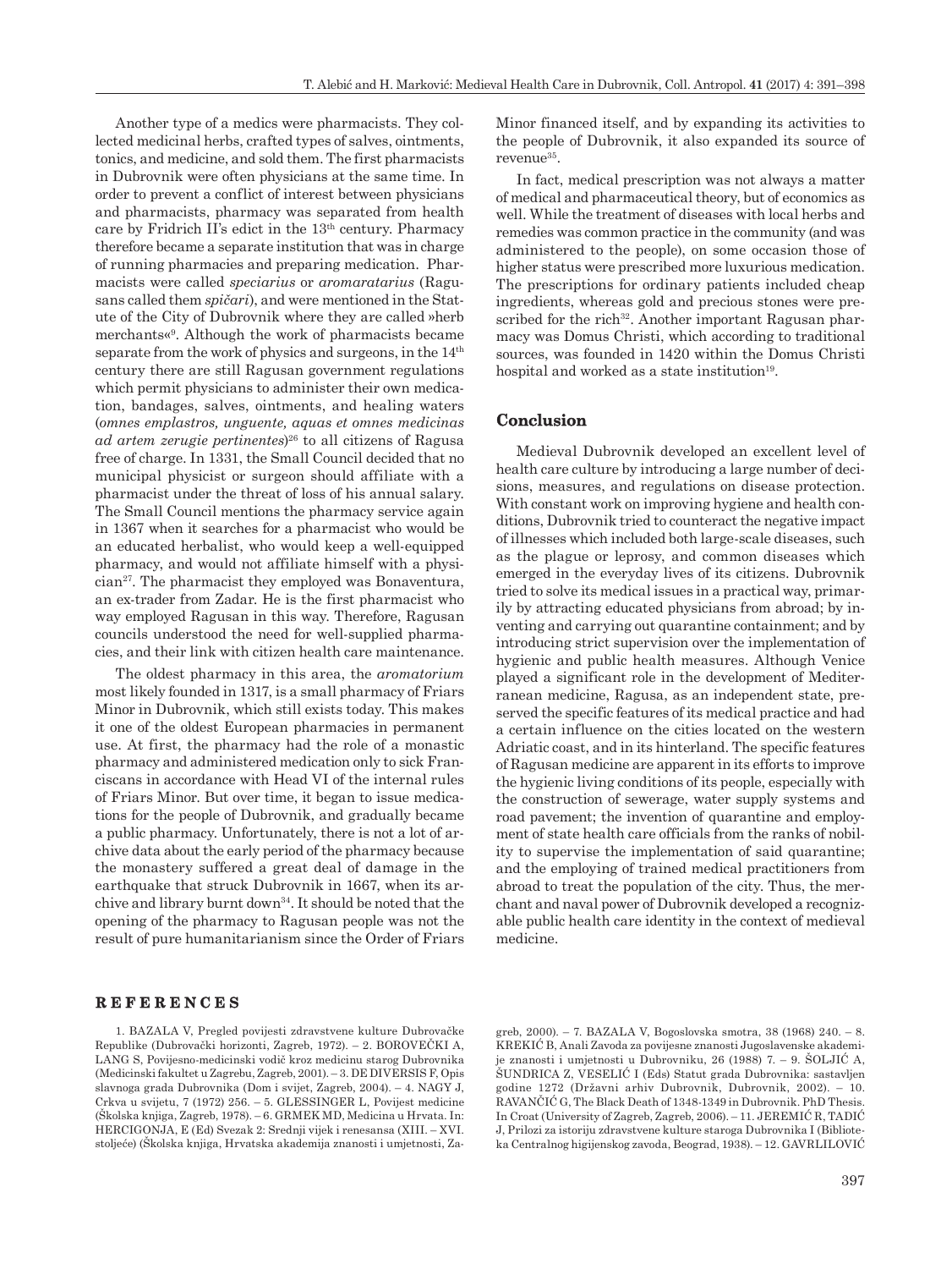Another type of a medics were pharmacists. They collected medicinal herbs, crafted types of salves, ointments, tonics, and medicine, and sold them. The first pharmacists in Dubrovnik were often physicians at the same time. In order to prevent a conflict of interest between physicians and pharmacists, pharmacy was separated from health care by Fridrich II's edict in the 13th century. Pharmacy therefore became a separate institution that was in charge of running pharmacies and preparing medication. Pharmacists were called *speciarius* or *aromaratarius* (Ragusans called them *spičari*), and were mentioned in the Statute of the City of Dubrovnik where they are called »herb merchants«[9]. Although the work of pharmacists became separate from the work of physics and surgeons, in the 14th century there are still Ragusan government regulations which permit physicians to administer their own medication, bandages, salves, ointments, and healing waters (*omnes emplastros, unguente, aquas et omnes medicinas ad artem zerugie pertinentes*)[26] to all citizens of Ragusa free of charge. In 1331, the Small Council decided that no municipal physicist or surgeon should affiliate with a pharmacist under the threat of loss of his annual salary. The Small Council mentions the pharmacy service again in 1367 when it searches for a pharmacist who would be an educated herbalist, who would keep a well-equipped pharmacy, and would not affiliate himself with a physician[27]. The pharmacist they employed was Bonaventura, an ex-trader from Zadar. He is the first pharmacist who way employed Ragusan in this way. Therefore, Ragusan councils understood the need for well-supplied pharmacies, and their link with citizen health care maintenance.

The oldest pharmacy in this area, the *aromatorium* most likely founded in 1317, is a small pharmacy of Friars Minor in Dubrovnik, which still exists today. This makes it one of the oldest European pharmacies in permanent use. At first, the pharmacy had the role of a monastic pharmacy and administered medication only to sick Franciscans in accordance with Head VI of the internal rules of Friars Minor. But over time, it began to issue medications for the people of Dubrovnik, and gradually became a public pharmacy. Unfortunately, there is not a lot of archive data about the early period of the pharmacy because the monastery suffered a great deal of damage in the earthquake that struck Dubrovnik in 1667, when its archive and library burnt down[34]. It should be noted that the opening of the pharmacy to Ragusan people was not the result of pure humanitarianism since the Order of Friars Minor financed itself, and by expanding its activities to the people of Dubrovnik, it also expanded its source of revenue[35].

In fact, medical prescription was not always a matter of medical and pharmaceutical theory, but of economics as well. While the treatment of diseases with local herbs and remedies was common practice in the community (and was administered to the people), on some occasion those of higher status were prescribed more luxurious medication. The prescriptions for ordinary patients included cheap ingredients, whereas gold and precious stones were prescribed for the rich[32]. Another important Ragusan pharmacy was Domus Christi, which according to traditional sources, was founded in 1420 within the Domus Christi hospital and worked as a state institution[19].

## Conclusion

Medieval Dubrovnik developed an excellent level of health care culture by introducing a large number of decisions, measures, and regulations on disease protection. With constant work on improving hygiene and health conditions, Dubrovnik tried to counteract the negative impact of illnesses which included both large-scale diseases, such as the plague or leprosy, and common diseases which emerged in the everyday lives of its citizens. Dubrovnik tried to solve its medical issues in a practical way, primarily by attracting educated physicians from abroad; by inventing and carrying out quarantine containment; and by introducing strict supervision over the implementation of hygienic and public health measures. Although Venice played a significant role in the development of Mediterranean medicine, Ragusa, as an independent state, preserved the specific features of its medical practice and had a certain influence on the cities located on the western Adriatic coast, and in its hinterland. The specific features of Ragusan medicine are apparent in its efforts to improve the hygienic living conditions of its people, especially with the construction of sewerage, water supply systems and road pavement; the invention of quarantine and employment of state health care officials from the ranks of nobility to supervise the implementation of said quarantine; and the employing of trained medical practitioners from abroad to treat the population of the city. Thus, the merchant and naval power of Dubrovnik developed a recognizable public health care identity in the context of medieval medicine.

## REFERENCES

1. BAZALA V, Pregled povijesti zdravstvene kulture Dubrovačke Republike (Dubrovački horizonti, Zagreb, 1972). – 2. BOROVEČKI A, LANG S, Povijesno-medicinski vodič kroz medicinu starog Dubrovnika (Medicinski fakultet u Zagrebu, Zagreb, 2001). – 3. DE DIVERSIS F, Opis slavnoga grada Dubrovnika (Dom i svijet, Zagreb, 2004). – 4. NAGY J, Crkva u svijetu, 7 (1972) 256. – 5. GLESSINGER L, Povijest medicine (Školska knjiga, Zagreb, 1978). – 6. GRMEK MD, Medicina u Hrvata. In: HERCIGONJA, E (Ed) Svezak 2: Srednji vijek i renesansa (XIII. – XVI. stoljeće) (Školska knjiga, Hrvatska akademija znanosti i umjetnosti, Zagreb, 2000). – 7. BAZALA V, Bogoslovska smotra, 38 (1968) 240. – 8. KREKIĆ B, Anali Zavoda za povijesne znanosti Jugoslavenske akademije znanosti i umjetnosti u Dubrovniku, 26 (1988) 7. – 9. ŠOLJIĆ A, ŠUNDRICA Z, VESELIĆ I (Eds) Statut grada Dubrovnika: sastavljen godine 1272 (Državni arhiv Dubrovnik, Dubrovnik, 2002). – 10. RAVANČIĆ G, The Black Death of 1348-1349 in Dubrovnik. PhD Thesis. In Croat (University of Zagreb, Zagreb, 2006). – 11. JEREMIĆ R, TADIĆ J, Prilozi za istoriju zdravstvene kulture staroga Dubrovnika I (Biblioteka Centralnog higijenskog zavoda, Beograd, 1938). – 12. GAVRLILOVIĆ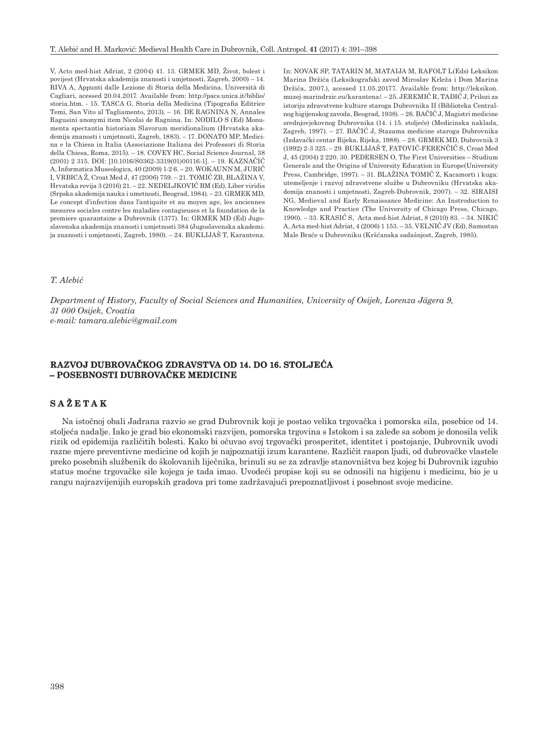V, Acto med-hist Adriat, 2 (2004) 41. 13. GRMEK MD, Život, bolest i povijest (Hrvatska akademija znanosti i umjetnosti, Zagreb, 2000) – 14. RIVA A, Appunti dalle Lezione di Storia della Medicina, Università di Cagliari, acessed 20.04.2017. Available from: http://pacs.unica.it/biblio/storia.htm. - 15. TASCA G, Storia della Medicina (Tipografia Editrice Temi, San Vito al Tagliamento, 2013). – 16. DE RAGNINA N, Annales Ragusini anonymi item Nicolai de Ragnina. In: NODILO S (Ed) Monumenta spectantia historiam Slavorum meridionalium (Hrvatska akademija znanosti i umjetnosti, Zagreb, 1883). – 17. DONATO MP, Medicina e la Chiesa in Italia (Associazione Italiana dei Professori di Storia della Chiesa, Roma, 2015). – 18. COVEY HC, Social Science Journal, 38 (2001) 2 315. DOI: [10.1016/S0362-3319(01)00116-1]. – 19. KAZNAČIĆ A, Informatica Museologica, 40 (2009) 1-2 6. – 20. WOKAUNN M, JURIĆ I, VRBICA Ž, Croat Med J, 47 (2006) 759. – 21. TOMIĆ ZB, BLAŽINA V, Hrvatska revija 3 (2016) 21. – 22. NEDELJKOVIĆ BM (Ed), Liber viridis (Srpska akademija nauka i umetnosti, Beograd, 1984). – 23. GRMEK MD, Le concept d'infection dans l'antiquite et au moyen age, les anciennes mesures sociales contre les maladies contagieuses et la foundation de la premiere quarantaine a Dubrovnik (1377). In: GRMEK MD (Ed) Jugoslavenska akademija znanosti i umjetnosti 384 (Jugoslavenska akademija znanosti i umjetnosti, Zagreb, 1980). – 24. BUKLIJAŠ T, Karantena. In: NOVAK SP, TATARIN M, MATAIJA M, RAFOLT L(Eds) Leksikon Marina Držića (Leksikografski zavod Miroslav Krleža i Dom Marina Držića, 2007.), acessed 11.05.20177. Available from: http://leksikon.muzej-marindrzic.eu/karantena/. – 25. JEREMIĆ R, TADIĆ J, Prilozi za istoriju zdravstvene kulture staroga Dubrovnika II (Biblioteka Centralnog higijenskog zavoda, Beograd, 1938). – 26. BAČIĆ J, Magistri medicine srednjovjekovnog Dubrovnika (14. i 15. stoljeće) (Medicinska naklada, Zagreb, 1997). – 27. BAČIĆ J, Stazama medicine staroga Dubrovnika (Izdavački centar Rijeka, Rijeka, 1988). – 28. GRMEK MD, Dubrovnik 3 (1992) 2-3 325. – 29. BUKLIJAŠ T, FATOVIĆ-FERENČIĆ S, Croat Med J, 45 (2004) 2 220. 30. PEDERSEN O, The First Universities – Studium Generale and the Origins of University Education in Europe(University Press, Cambridge, 1997). – 31. BLAŽINA TOMIĆ Z, Kacamorti i kuga: utemeljenje i razvoj zdravstvene službe u Dubrovniku (Hrvatska akademija znanosti i umjetnosti, Zagreb-Dubrovnik, 2007). – 32. SIRAISI NG, Medieval and Early Renaissance Medicine: An Instroduction to Knowledge and Practice (The University of Chicago Press, Chicago, 1990). – 33. KRASIĆ S, Acta med-hist Adriat, 8 (2010) 83. – 34. NIKIĆ A, Acta med-hist Adriat, 4 (2006) 1 153. – 35. VELNIĆ JV (Ed), Samostan Male Braće u Dubrovniku (Kršćanska sadašnjost, Zagreb, 1985).

*T. Alebić*

*Department of History, Faculty of Social Sciences and Humanities, University of Osijek, Lorenza Jägera 9, 31 000 Osijek, Croatia*
*e-mail: tamara.alebic@gmail.com*

## RAZVOJ DUBROVAČKOG ZDRAVSTVA OD 14. DO 16. STOLJEĆA – POSEBNOSTI DUBROVAČKE MEDICINE

### SAŽETAK

Na istočnoj obali Jadrana razvio se grad Dubrovnik koji je postao velika trgovačka i pomorska sila, posebice od 14. stoljeća nadalje. Iako je grad bio ekonomski razvijen, pomorska trgovina s Istokom i sa zaleđe sa sobom je donosila velik rizik od epidemija različitih bolesti. Kako bi očuvao svoj trgovački prosperitet, identitet i postojanje, Dubrovnik uvodi razne mjere preventivne medicine od kojih je najpoznatiji izum karantene. Različit raspon ljudi, od dubrovačke vlastele preko posebnih službenik do školovanih liječnika, brinuli su se za zdravlje stanovništva bez kojeg bi Dubrovnik izgubio status moćne trgovačke sile kojega je tada imao. Uvodeći propise koji su se odnosili na higijenu i medicinu, bio je u rangu najrazvijenijih europskih gradova pri tome zadržavajući prepoznatljivost i posebnost svoje medicine.